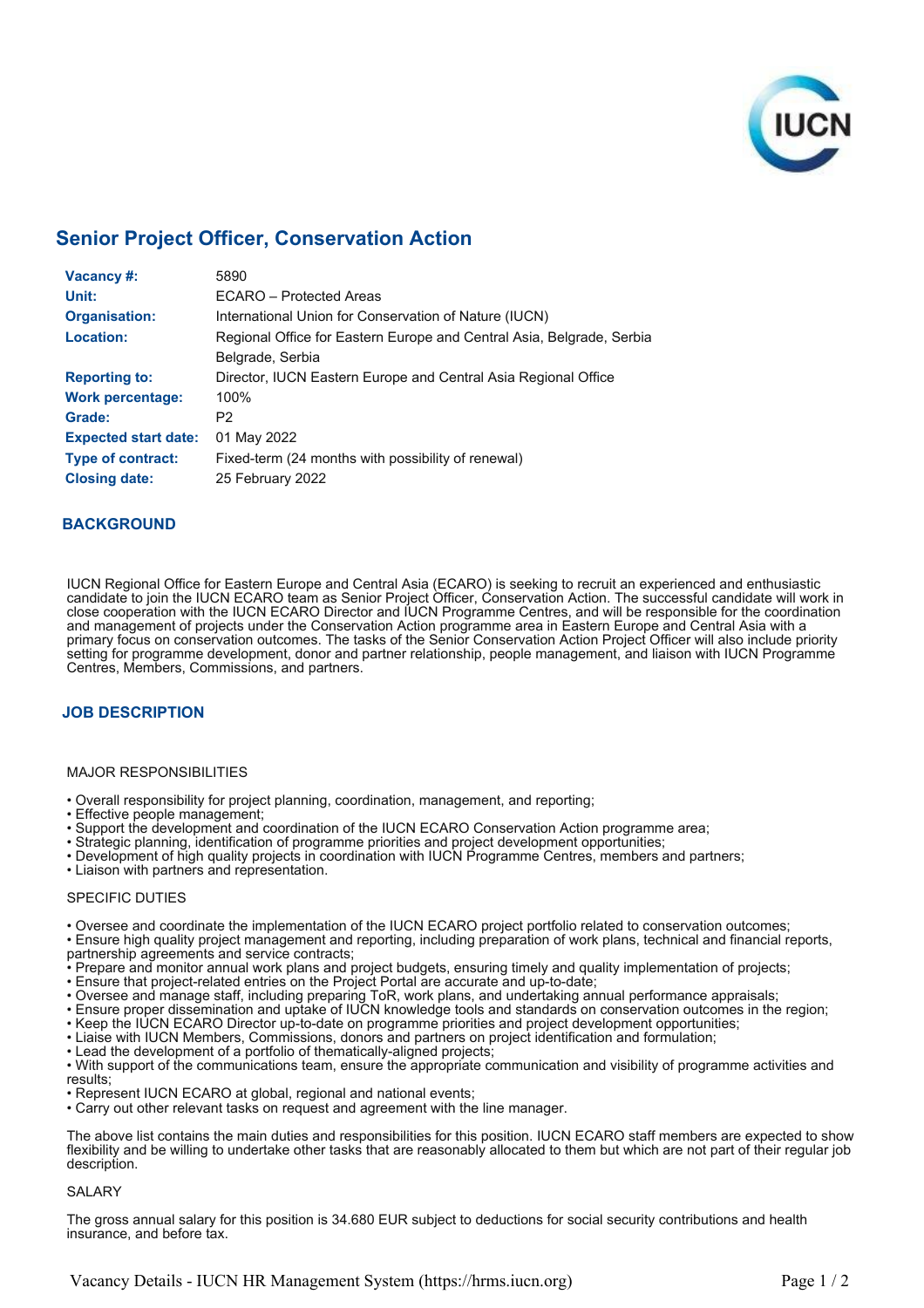# Senior Project Officer, Conservation Action

| | |
|---|---|
| **Vacancy #:** | 5890 |
| **Unit:** | ECARO – Protected Areas |
| **Organisation:** | International Union for Conservation of Nature (IUCN) |
| **Location:** | Regional Office for Eastern Europe and Central Asia, Belgrade, Serbia<br>Belgrade, Serbia |
| **Reporting to:** | Director, IUCN Eastern Europe and Central Asia Regional Office |
| **Work percentage:** | 100% |
| **Grade:** | P2 |
| **Expected start date:** | 01 May 2022 |
| **Type of contract:** | Fixed-term (24 months with possibility of renewal) |
| **Closing date:** | 25 February 2022 |

## BACKGROUND

IUCN Regional Office for Eastern Europe and Central Asia (ECARO) is seeking to recruit an experienced and enthusiastic candidate to join the IUCN ECARO team as Senior Project Officer, Conservation Action. The successful candidate will work in close cooperation with the IUCN ECARO Director and IUCN Programme Centres, and will be responsible for the coordination and management of projects under the Conservation Action programme area in Eastern Europe and Central Asia with a primary focus on conservation outcomes. The tasks of the Senior Conservation Action Project Officer will also include priority setting for programme development, donor and partner relationship, people management, and liaison with IUCN Programme Centres, Members, Commissions, and partners.

## JOB DESCRIPTION

MAJOR RESPONSIBILITIES

- Overall responsibility for project planning, coordination, management, and reporting;
- Effective people management;
- Support the development and coordination of the IUCN ECARO Conservation Action programme area;
- Strategic planning, identification of programme priorities and project development opportunities;
- Development of high quality projects in coordination with IUCN Programme Centres, members and partners;
- Liaison with partners and representation.

SPECIFIC DUTIES

- Oversee and coordinate the implementation of the IUCN ECARO project portfolio related to conservation outcomes;
- Ensure high quality project management and reporting, including preparation of work plans, technical and financial reports, partnership agreements and service contracts;
- Prepare and monitor annual work plans and project budgets, ensuring timely and quality implementation of projects;
- Ensure that project-related entries on the Project Portal are accurate and up-to-date;
- Oversee and manage staff, including preparing ToR, work plans, and undertaking annual performance appraisals;
- Ensure proper dissemination and uptake of IUCN knowledge tools and standards on conservation outcomes in the region;
- Keep the IUCN ECARO Director up-to-date on programme priorities and project development opportunities;
- Liaise with IUCN Members, Commissions, donors and partners on project identification and formulation;
- Lead the development of a portfolio of thematically-aligned projects;
- With support of the communications team, ensure the appropriate communication and visibility of programme activities and results;
- Represent IUCN ECARO at global, regional and national events;
- Carry out other relevant tasks on request and agreement with the line manager.

The above list contains the main duties and responsibilities for this position. IUCN ECARO staff members are expected to show flexibility and be willing to undertake other tasks that are reasonably allocated to them but which are not part of their regular job description.

SALARY

The gross annual salary for this position is 34.680 EUR subject to deductions for social security contributions and health insurance, and before tax.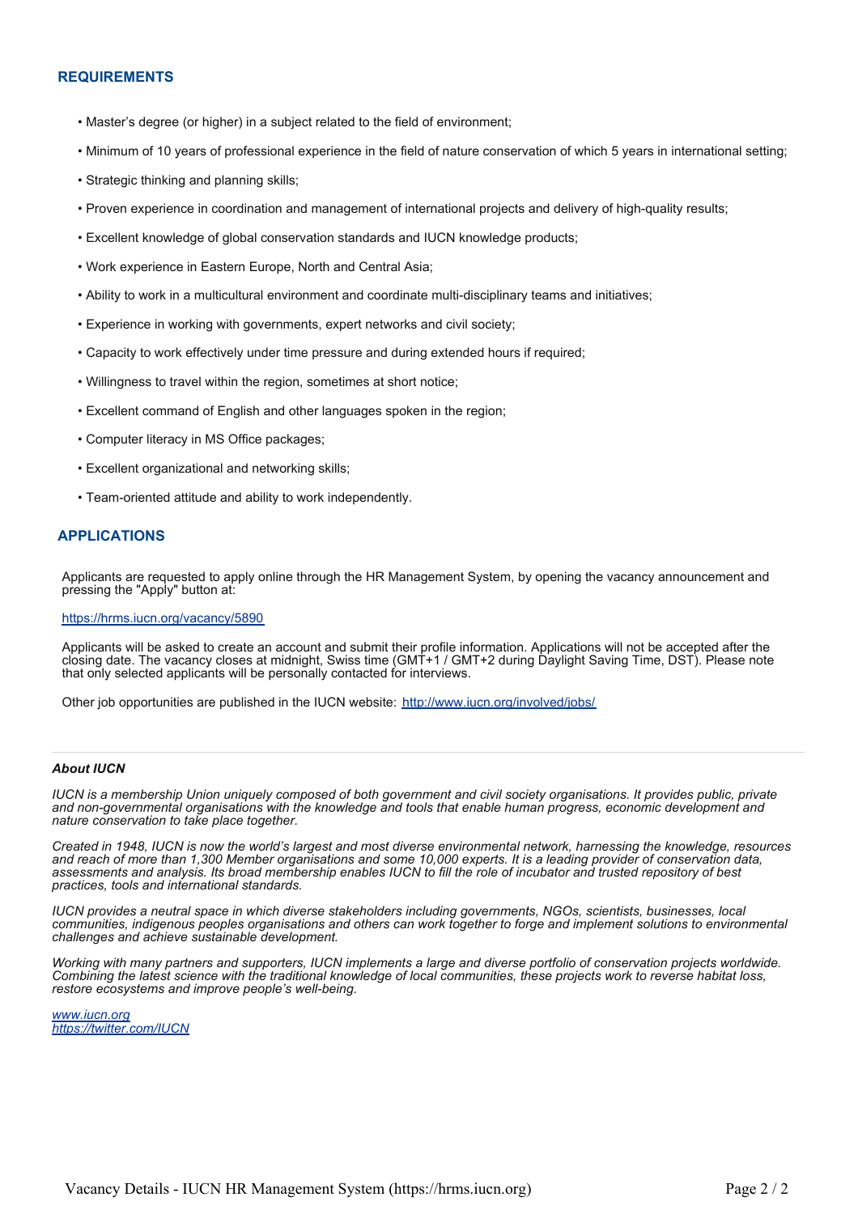## REQUIREMENTS

- Master's degree (or higher) in a subject related to the field of environment;
- Minimum of 10 years of professional experience in the field of nature conservation of which 5 years in international setting;
- Strategic thinking and planning skills;
- Proven experience in coordination and management of international projects and delivery of high-quality results;
- Excellent knowledge of global conservation standards and IUCN knowledge products;
- Work experience in Eastern Europe, North and Central Asia;
- Ability to work in a multicultural environment and coordinate multi-disciplinary teams and initiatives;
- Experience in working with governments, expert networks and civil society;
- Capacity to work effectively under time pressure and during extended hours if required;
- Willingness to travel within the region, sometimes at short notice;
- Excellent command of English and other languages spoken in the region;
- Computer literacy in MS Office packages;
- Excellent organizational and networking skills;
- Team-oriented attitude and ability to work independently.

## APPLICATIONS

Applicants are requested to apply online through the HR Management System, by opening the vacancy announcement and pressing the "Apply" button at:

https://hrms.iucn.org/vacancy/5890

Applicants will be asked to create an account and submit their profile information. Applications will not be accepted after the closing date. The vacancy closes at midnight, Swiss time (GMT+1 / GMT+2 during Daylight Saving Time, DST). Please note that only selected applicants will be personally contacted for interviews.

Other job opportunities are published in the IUCN website: http://www.iucn.org/involved/jobs/

---

***About IUCN***

*IUCN is a membership Union uniquely composed of both government and civil society organisations. It provides public, private and non-governmental organisations with the knowledge and tools that enable human progress, economic development and nature conservation to take place together.*

*Created in 1948, IUCN is now the world's largest and most diverse environmental network, harnessing the knowledge, resources and reach of more than 1,300 Member organisations and some 10,000 experts. It is a leading provider of conservation data, assessments and analysis. Its broad membership enables IUCN to fill the role of incubator and trusted repository of best practices, tools and international standards.*

*IUCN provides a neutral space in which diverse stakeholders including governments, NGOs, scientists, businesses, local communities, indigenous peoples organisations and others can work together to forge and implement solutions to environmental challenges and achieve sustainable development.*

*Working with many partners and supporters, IUCN implements a large and diverse portfolio of conservation projects worldwide. Combining the latest science with the traditional knowledge of local communities, these projects work to reverse habitat loss, restore ecosystems and improve people's well-being.*

*www.iucn.org*
*https://twitter.com/IUCN*